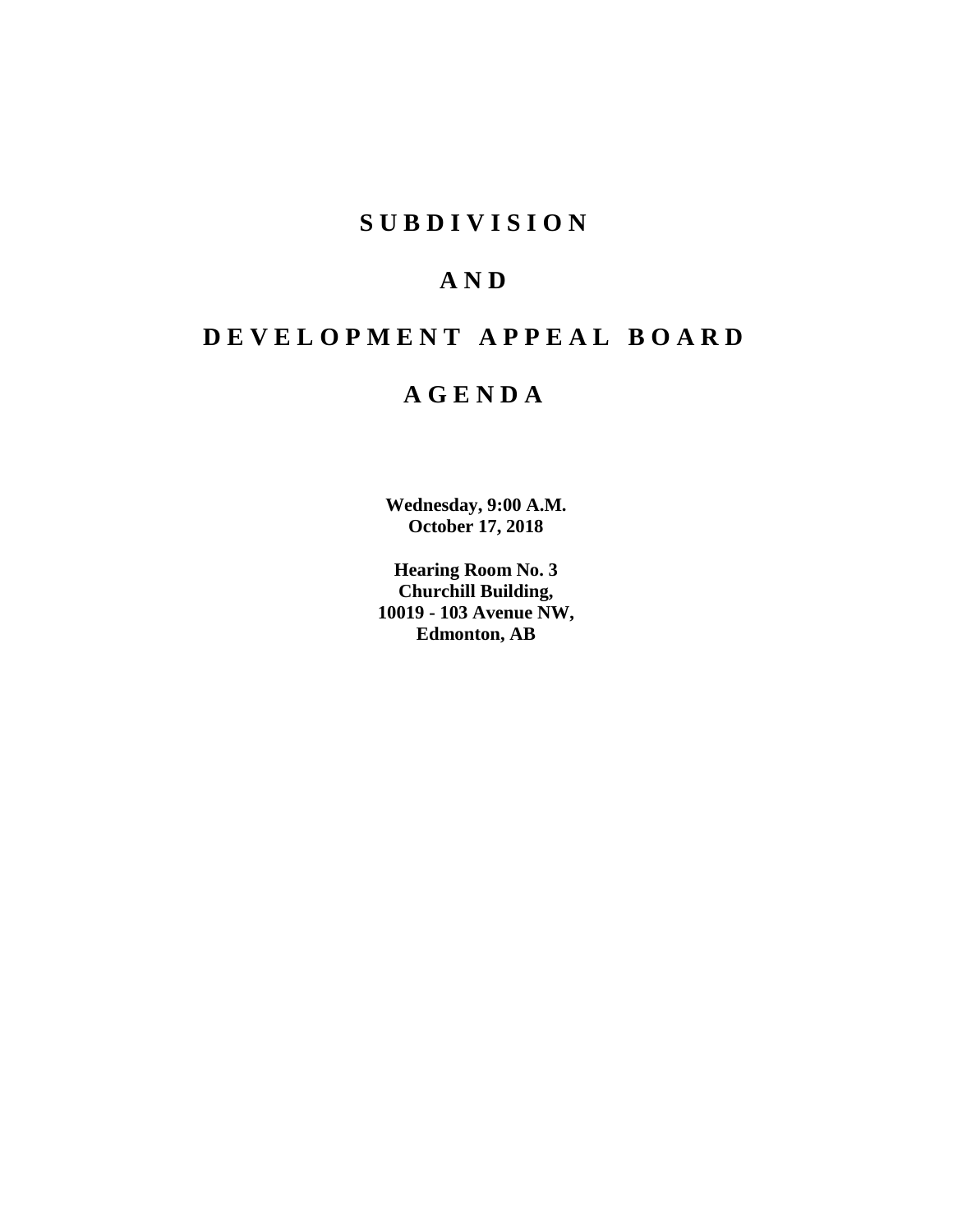# SUBDIVISION

# AND

# DEVELOPMENT APPEAL BOARD

# AGENDA

**Wednesday, 9:00 A.M.**
**October 17, 2018**

**Hearing Room No. 3**
**Churchill Building,**
**10019 - 103 Avenue NW,**
**Edmonton, AB**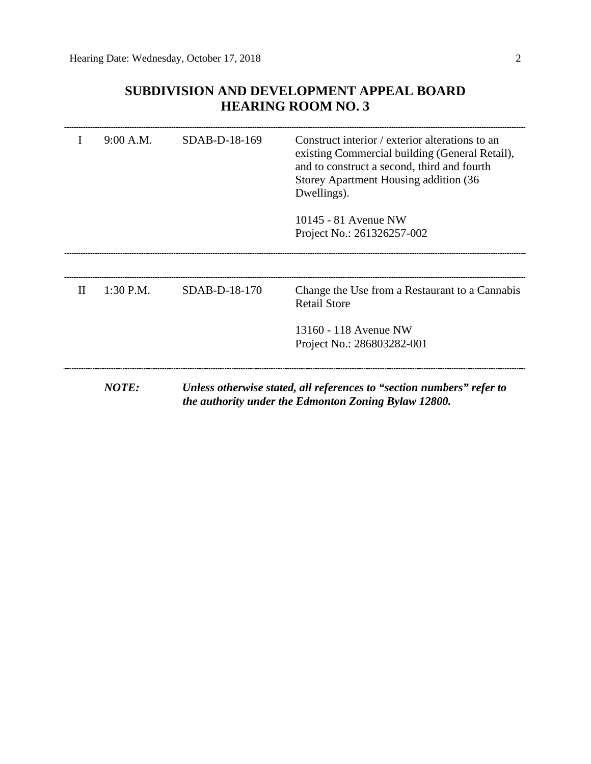## SUBDIVISION AND DEVELOPMENT APPEAL BOARD
## HEARING ROOM NO. 3

| | | | |
|---|---|---|---|
| I | 9:00 A.M. | SDAB-D-18-169 | Construct interior / exterior alterations to an existing Commercial building (General Retail), and to construct a second, third and fourth Storey Apartment Housing addition (36 Dwellings).<br><br>10145 - 81 Avenue NW<br>Project No.: 261326257-002 |
| II | 1:30 P.M. | SDAB-D-18-170 | Change the Use from a Restaurant to a Cannabis Retail Store<br><br>13160 - 118 Avenue NW<br>Project No.: 286803282-001 |

***NOTE:*** ***Unless otherwise stated, all references to "section numbers" refer to the authority under the Edmonton Zoning Bylaw 12800.***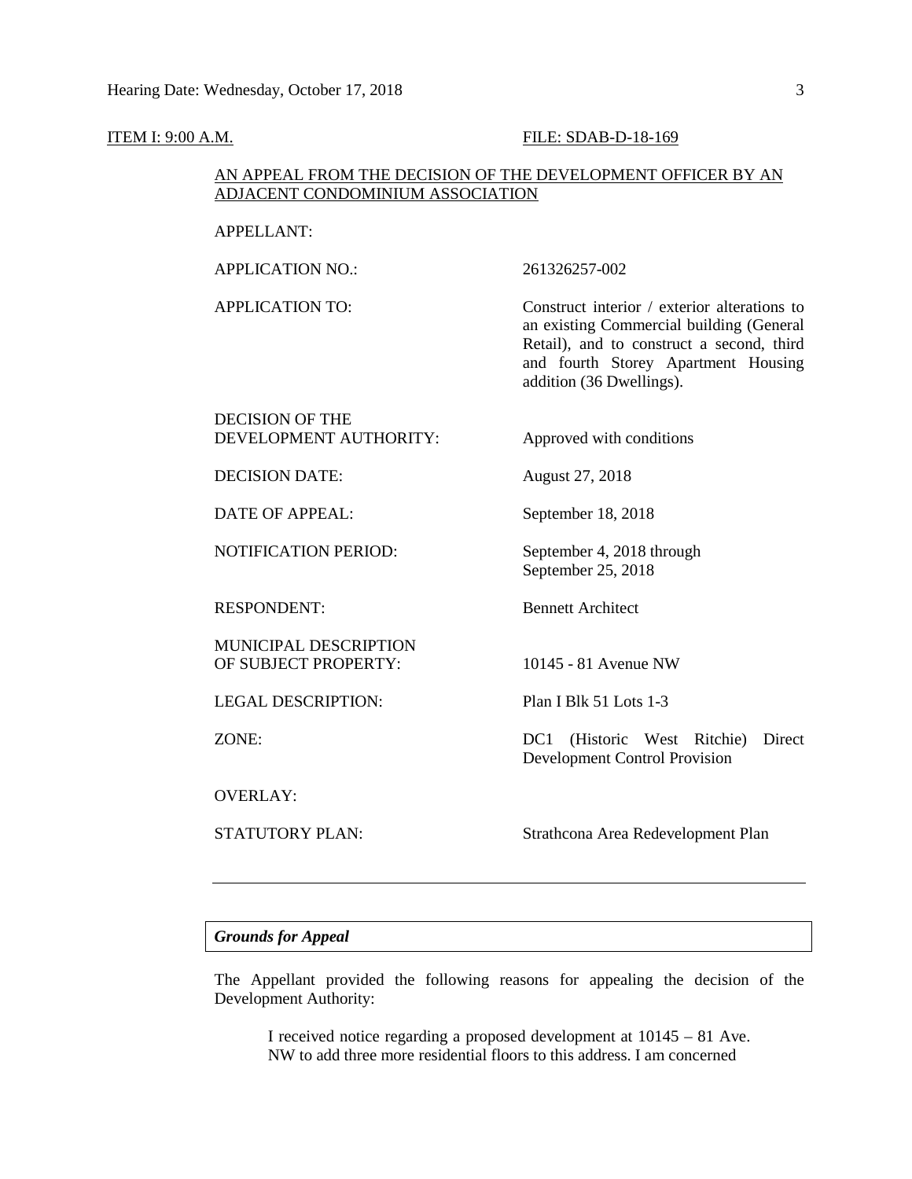ITEM I: 9:00 A.M. FILE: SDAB-D-18-169

AN APPEAL FROM THE DECISION OF THE DEVELOPMENT OFFICER BY AN ADJACENT CONDOMINIUM ASSOCIATION

| | |
|---|---|
| APPELLANT: | |
| APPLICATION NO.: | 261326257-002 |
| APPLICATION TO: | Construct interior / exterior alterations to an existing Commercial building (General Retail), and to construct a second, third and fourth Storey Apartment Housing addition (36 Dwellings). |
| DECISION OF THE DEVELOPMENT AUTHORITY: | Approved with conditions |
| DECISION DATE: | August 27, 2018 |
| DATE OF APPEAL: | September 18, 2018 |
| NOTIFICATION PERIOD: | September 4, 2018 through September 25, 2018 |
| RESPONDENT: | Bennett Architect |
| MUNICIPAL DESCRIPTION OF SUBJECT PROPERTY: | 10145 - 81 Avenue NW |
| LEGAL DESCRIPTION: | Plan I Blk 51 Lots 1-3 |
| ZONE: | DC1 (Historic West Ritchie) Direct Development Control Provision |
| OVERLAY: | |
| STATUTORY PLAN: | Strathcona Area Redevelopment Plan |

---

***Grounds for Appeal***

The Appellant provided the following reasons for appealing the decision of the Development Authority:

> I received notice regarding a proposed development at 10145 – 81 Ave. NW to add three more residential floors to this address. I am concerned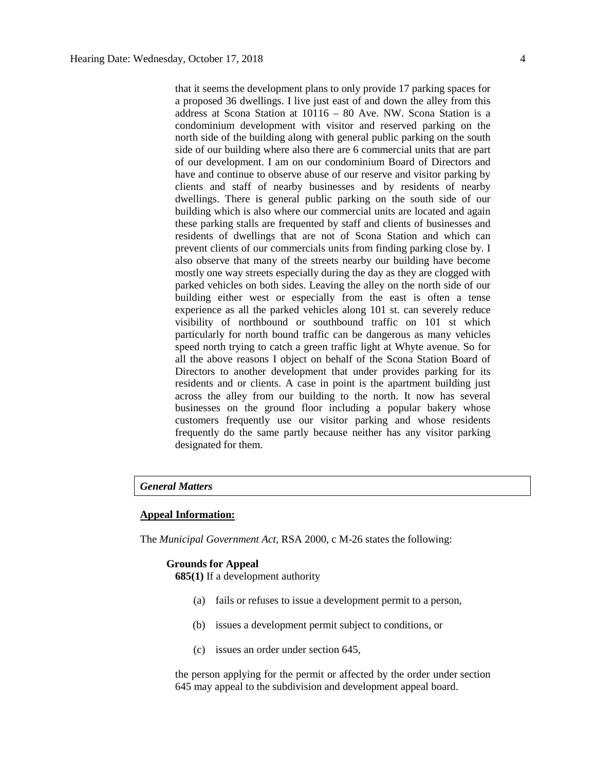that it seems the development plans to only provide 17 parking spaces for a proposed 36 dwellings. I live just east of and down the alley from this address at Scona Station at 10116 – 80 Ave. NW. Scona Station is a condominium development with visitor and reserved parking on the north side of the building along with general public parking on the south side of our building where also there are 6 commercial units that are part of our development. I am on our condominium Board of Directors and have and continue to observe abuse of our reserve and visitor parking by clients and staff of nearby businesses and by residents of nearby dwellings. There is general public parking on the south side of our building which is also where our commercial units are located and again these parking stalls are frequented by staff and clients of businesses and residents of dwellings that are not of Scona Station and which can prevent clients of our commercials units from finding parking close by. I also observe that many of the streets nearby our building have become mostly one way streets especially during the day as they are clogged with parked vehicles on both sides. Leaving the alley on the north side of our building either west or especially from the east is often a tense experience as all the parked vehicles along 101 st. can severely reduce visibility of northbound or southbound traffic on 101 st which particularly for north bound traffic can be dangerous as many vehicles speed north trying to catch a green traffic light at Whyte avenue. So for all the above reasons I object on behalf of the Scona Station Board of Directors to another development that under provides parking for its residents and or clients. A case in point is the apartment building just across the alley from our building to the north. It now has several businesses on the ground floor including a popular bakery whose customers frequently use our visitor parking and whose residents frequently do the same partly because neither has any visitor parking designated for them.

***General Matters***

**Appeal Information:**

The *Municipal Government Act*, RSA 2000, c M-26 states the following:

**Grounds for Appeal**

**685(1)** If a development authority

(a) fails or refuses to issue a development permit to a person,

(b) issues a development permit subject to conditions, or

(c) issues an order under section 645,

the person applying for the permit or affected by the order under section 645 may appeal to the subdivision and development appeal board.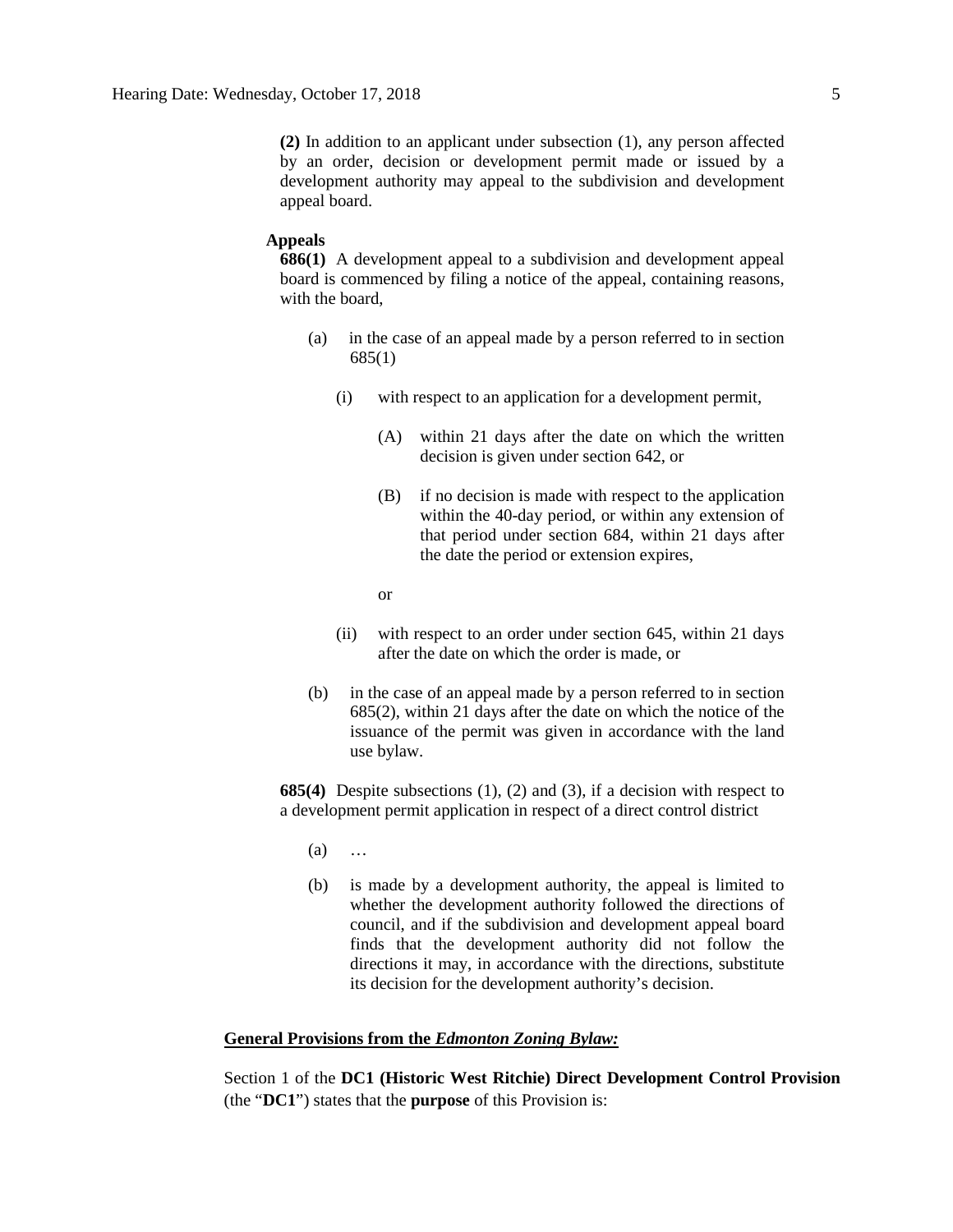**(2)** In addition to an applicant under subsection (1), any person affected by an order, decision or development permit made or issued by a development authority may appeal to the subdivision and development appeal board.

**Appeals**

**686(1)** A development appeal to a subdivision and development appeal board is commenced by filing a notice of the appeal, containing reasons, with the board,

(a) in the case of an appeal made by a person referred to in section 685(1)

(i) with respect to an application for a development permit,

(A) within 21 days after the date on which the written decision is given under section 642, or

(B) if no decision is made with respect to the application within the 40-day period, or within any extension of that period under section 684, within 21 days after the date the period or extension expires,

or

(ii) with respect to an order under section 645, within 21 days after the date on which the order is made, or

(b) in the case of an appeal made by a person referred to in section 685(2), within 21 days after the date on which the notice of the issuance of the permit was given in accordance with the land use bylaw.

**685(4)** Despite subsections (1), (2) and (3), if a decision with respect to a development permit application in respect of a direct control district

(a) …

(b) is made by a development authority, the appeal is limited to whether the development authority followed the directions of council, and if the subdivision and development appeal board finds that the development authority did not follow the directions it may, in accordance with the directions, substitute its decision for the development authority's decision.

**General Provisions from the *Edmonton Zoning Bylaw:***

Section 1 of the **DC1 (Historic West Ritchie) Direct Development Control Provision** (the "**DC1**") states that the **purpose** of this Provision is: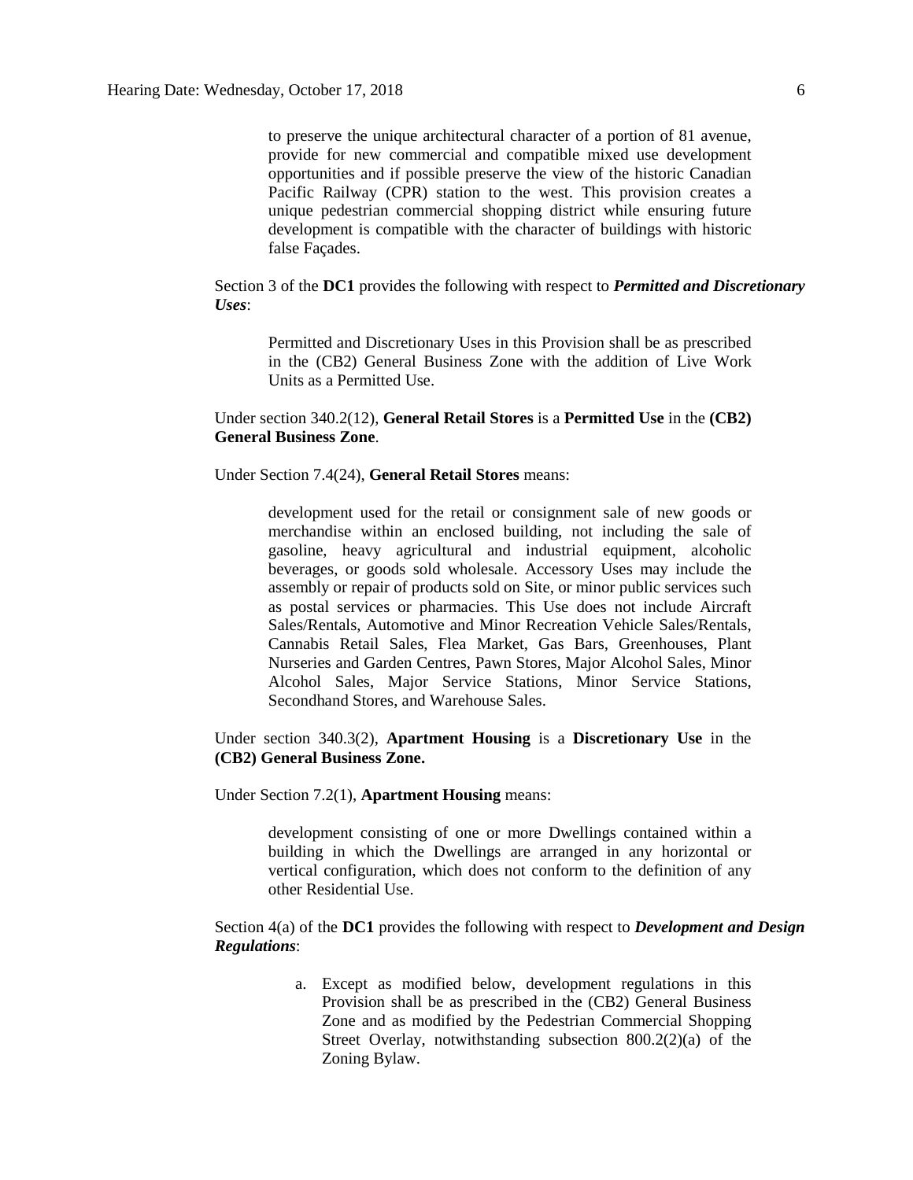> to preserve the unique architectural character of a portion of 81 avenue, provide for new commercial and compatible mixed use development opportunities and if possible preserve the view of the historic Canadian Pacific Railway (CPR) station to the west. This provision creates a unique pedestrian commercial shopping district while ensuring future development is compatible with the character of buildings with historic false Façades.

Section 3 of the **DC1** provides the following with respect to ***Permitted and Discretionary Uses***:

> Permitted and Discretionary Uses in this Provision shall be as prescribed in the (CB2) General Business Zone with the addition of Live Work Units as a Permitted Use.

Under section 340.2(12), **General Retail Stores** is a **Permitted Use** in the **(CB2) General Business Zone**.

Under Section 7.4(24), **General Retail Stores** means:

> development used for the retail or consignment sale of new goods or merchandise within an enclosed building, not including the sale of gasoline, heavy agricultural and industrial equipment, alcoholic beverages, or goods sold wholesale. Accessory Uses may include the assembly or repair of products sold on Site, or minor public services such as postal services or pharmacies. This Use does not include Aircraft Sales/Rentals, Automotive and Minor Recreation Vehicle Sales/Rentals, Cannabis Retail Sales, Flea Market, Gas Bars, Greenhouses, Plant Nurseries and Garden Centres, Pawn Stores, Major Alcohol Sales, Minor Alcohol Sales, Major Service Stations, Minor Service Stations, Secondhand Stores, and Warehouse Sales.

Under section 340.3(2), **Apartment Housing** is a **Discretionary Use** in the **(CB2) General Business Zone.**

Under Section 7.2(1), **Apartment Housing** means:

> development consisting of one or more Dwellings contained within a building in which the Dwellings are arranged in any horizontal or vertical configuration, which does not conform to the definition of any other Residential Use.

Section 4(a) of the **DC1** provides the following with respect to ***Development and Design Regulations***:

> a. Except as modified below, development regulations in this Provision shall be as prescribed in the (CB2) General Business Zone and as modified by the Pedestrian Commercial Shopping Street Overlay, notwithstanding subsection 800.2(2)(a) of the Zoning Bylaw.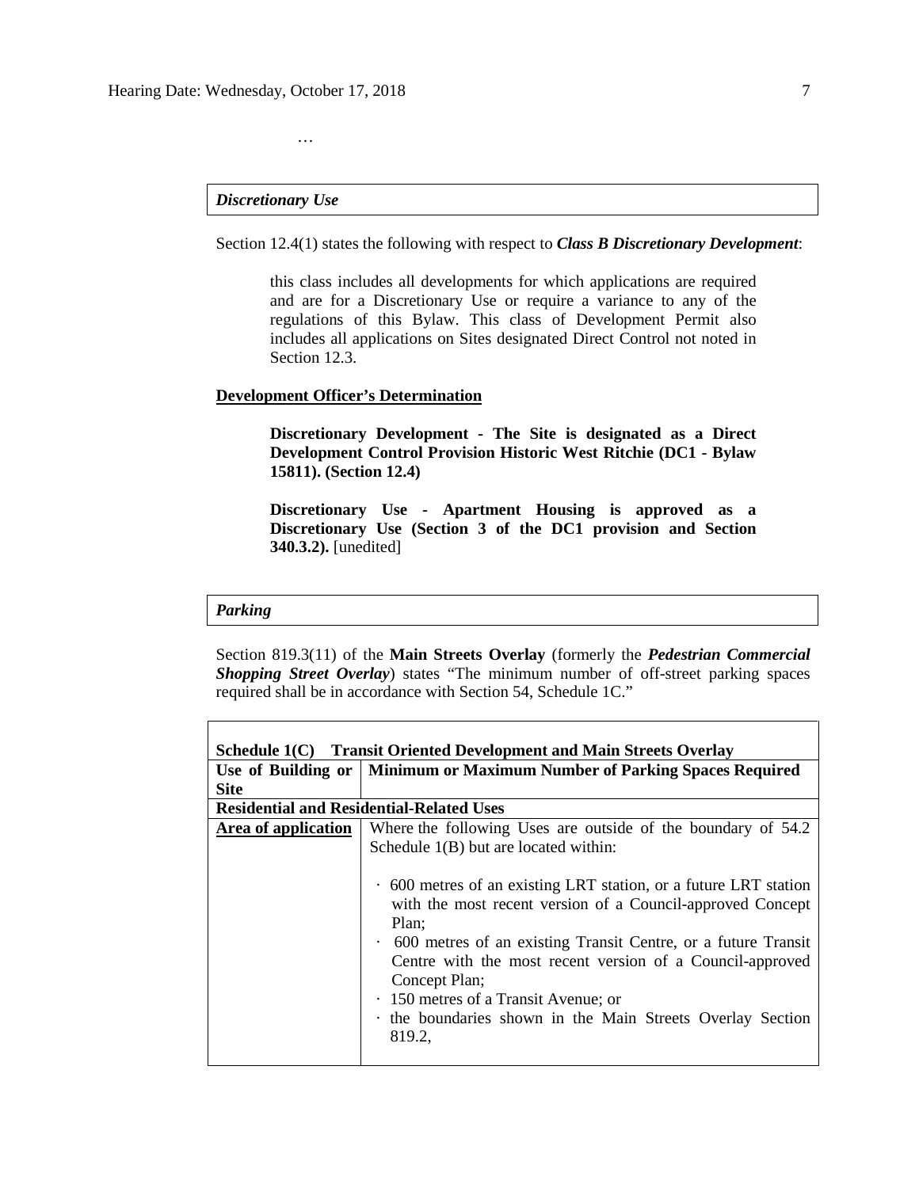…

*Discretionary Use*

Section 12.4(1) states the following with respect to ***Class B Discretionary Development***:

> this class includes all developments for which applications are required and are for a Discretionary Use or require a variance to any of the regulations of this Bylaw. This class of Development Permit also includes all applications on Sites designated Direct Control not noted in Section 12.3.

**Development Officer's Determination**

> **Discretionary Development - The Site is designated as a Direct Development Control Provision Historic West Ritchie (DC1 - Bylaw 15811). (Section 12.4)**
>
> **Discretionary Use - Apartment Housing is approved as a Discretionary Use (Section 3 of the DC1 provision and Section 340.3.2).** [unedited]

*Parking*

Section 819.3(11) of the **Main Streets Overlay** (formerly the ***Pedestrian Commercial Shopping Street Overlay***) states "The minimum number of off-street parking spaces required shall be in accordance with Section 54, Schedule 1C."

| Schedule 1(C) Transit Oriented Development and Main Streets Overlay | |
|---|---|
| **Use of Building or Site** | **Minimum or Maximum Number of Parking Spaces Required** |
| **Residential and Residential-Related Uses** | |
| **Area of application** | Where the following Uses are outside of the boundary of 54.2 Schedule 1(B) but are located within:<br><br>· 600 metres of an existing LRT station, or a future LRT station with the most recent version of a Council-approved Concept Plan;<br>· 600 metres of an existing Transit Centre, or a future Transit Centre with the most recent version of a Council-approved Concept Plan;<br>· 150 metres of a Transit Avenue; or<br>· the boundaries shown in the Main Streets Overlay Section 819.2, |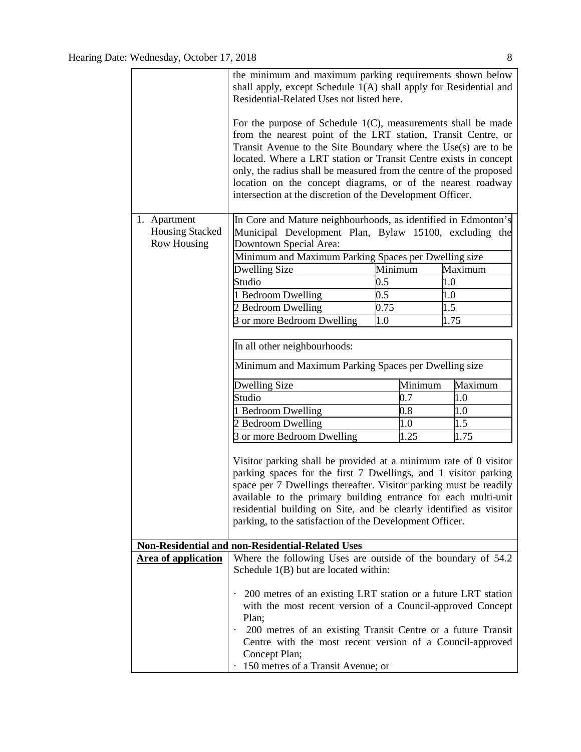| | |
|---|---|
| | the minimum and maximum parking requirements shown below shall apply, except Schedule 1(A) shall apply for Residential and Residential-Related Uses not listed here.<br><br>For the purpose of Schedule 1(C), measurements shall be made from the nearest point of the LRT station, Transit Centre, or Transit Avenue to the Site Boundary where the Use(s) are to be located. Where a LRT station or Transit Centre exists in concept only, the radius shall be measured from the centre of the proposed location on the concept diagrams, or of the nearest roadway intersection at the discretion of the Development Officer. |
| 1. Apartment Housing Stacked Row Housing | In Core and Mature neighbourhoods, as identified in Edmonton's Municipal Development Plan, Bylaw 15100, excluding the Downtown Special Area:<br><br>Minimum and Maximum Parking Spaces per Dwelling size<br><br>Dwelling Size / Minimum / Maximum<br>Studio / 0.5 / 1.0<br>1 Bedroom Dwelling / 0.5 / 1.0<br>2 Bedroom Dwelling / 0.75 / 1.5<br>3 or more Bedroom Dwelling / 1.0 / 1.75<br><br>In all other neighbourhoods:<br><br>Minimum and Maximum Parking Spaces per Dwelling size<br><br>Dwelling Size / Minimum / Maximum<br>Studio / 0.7 / 1.0<br>1 Bedroom Dwelling / 0.8 / 1.0<br>2 Bedroom Dwelling / 1.0 / 1.5<br>3 or more Bedroom Dwelling / 1.25 / 1.75<br><br>Visitor parking shall be provided at a minimum rate of 0 visitor parking spaces for the first 7 Dwellings, and 1 visitor parking space per 7 Dwellings thereafter. Visitor parking must be readily available to the primary building entrance for each multi-unit residential building on Site, and be clearly identified as visitor parking, to the satisfaction of the Development Officer. |
| **Non-Residential and non-Residential-Related Uses** | |
| **Area of application** | Where the following Uses are outside of the boundary of 54.2 Schedule 1(B) but are located within:<br><br>· 200 metres of an existing LRT station or a future LRT station with the most recent version of a Council-approved Concept Plan;<br>· 200 metres of an existing Transit Centre or a future Transit Centre with the most recent version of a Council-approved Concept Plan;<br>· 150 metres of a Transit Avenue; or |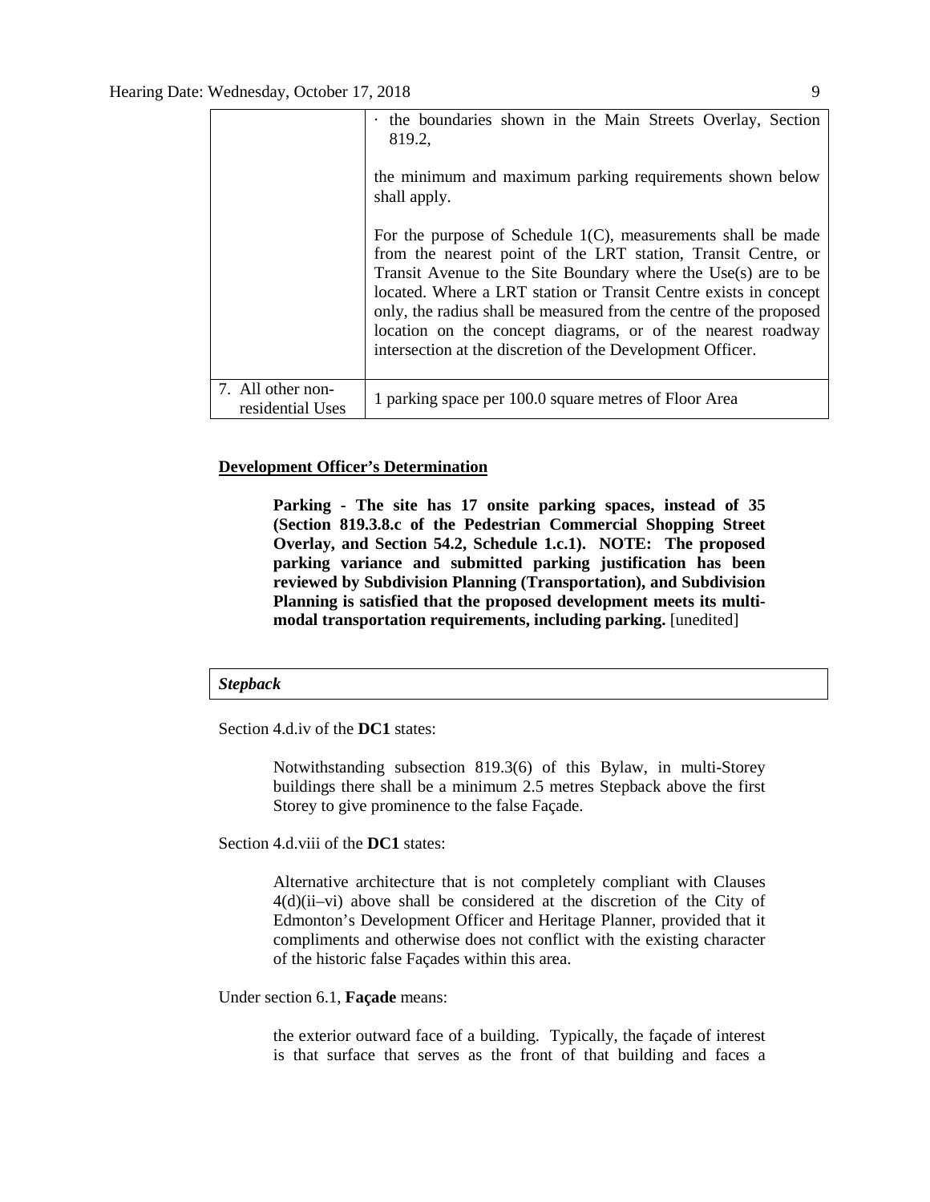| | |
|---|---|
| | · the boundaries shown in the Main Streets Overlay, Section 819.2,<br><br>the minimum and maximum parking requirements shown below shall apply.<br><br>For the purpose of Schedule 1(C), measurements shall be made from the nearest point of the LRT station, Transit Centre, or Transit Avenue to the Site Boundary where the Use(s) are to be located. Where a LRT station or Transit Centre exists in concept only, the radius shall be measured from the centre of the proposed location on the concept diagrams, or of the nearest roadway intersection at the discretion of the Development Officer. |
| 7. All other non-residential Uses | 1 parking space per 100.0 square metres of Floor Area |

**Development Officer's Determination**

> **Parking - The site has 17 onsite parking spaces, instead of 35 (Section 819.3.8.c of the Pedestrian Commercial Shopping Street Overlay, and Section 54.2, Schedule 1.c.1). NOTE: The proposed parking variance and submitted parking justification has been reviewed by Subdivision Planning (Transportation), and Subdivision Planning is satisfied that the proposed development meets its multi-modal transportation requirements, including parking.** [unedited]

***Stepback***

Section 4.d.iv of the **DC1** states:

> Notwithstanding subsection 819.3(6) of this Bylaw, in multi-Storey buildings there shall be a minimum 2.5 metres Stepback above the first Storey to give prominence to the false Façade.

Section 4.d.viii of the **DC1** states:

> Alternative architecture that is not completely compliant with Clauses 4(d)(ii–vi) above shall be considered at the discretion of the City of Edmonton's Development Officer and Heritage Planner, provided that it compliments and otherwise does not conflict with the existing character of the historic false Façades within this area.

Under section 6.1, **Façade** means:

> the exterior outward face of a building. Typically, the façade of interest is that surface that serves as the front of that building and faces a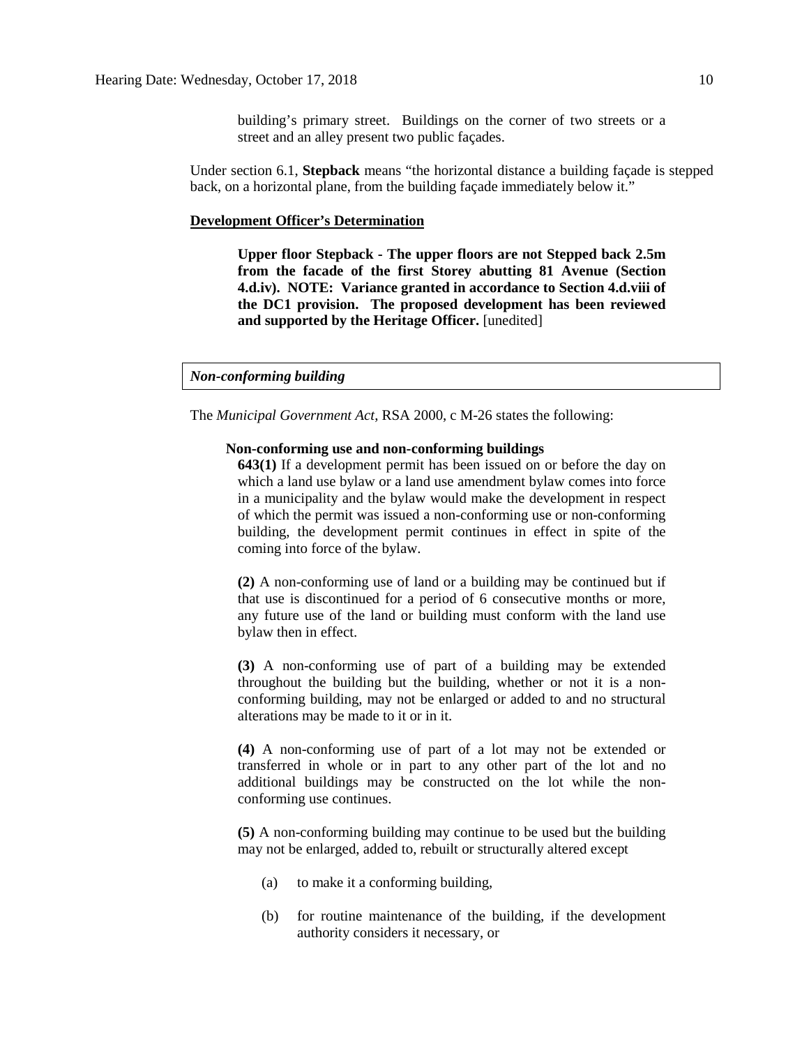> building's primary street. Buildings on the corner of two streets or a street and an alley present two public façades.

Under section 6.1, **Stepback** means "the horizontal distance a building façade is stepped back, on a horizontal plane, from the building façade immediately below it."

**Development Officer's Determination**

> **Upper floor Stepback - The upper floors are not Stepped back 2.5m from the facade of the first Storey abutting 81 Avenue (Section 4.d.iv). NOTE: Variance granted in accordance to Section 4.d.viii of the DC1 provision. The proposed development has been reviewed and supported by the Heritage Officer.** [unedited]

***Non-conforming building***

The *Municipal Government Act*, RSA 2000, c M-26 states the following:

> **Non-conforming use and non-conforming buildings**
>
> **643(1)** If a development permit has been issued on or before the day on which a land use bylaw or a land use amendment bylaw comes into force in a municipality and the bylaw would make the development in respect of which the permit was issued a non-conforming use or non-conforming building, the development permit continues in effect in spite of the coming into force of the bylaw.
>
> **(2)** A non-conforming use of land or a building may be continued but if that use is discontinued for a period of 6 consecutive months or more, any future use of the land or building must conform with the land use bylaw then in effect.
>
> **(3)** A non-conforming use of part of a building may be extended throughout the building but the building, whether or not it is a non-conforming building, may not be enlarged or added to and no structural alterations may be made to it or in it.
>
> **(4)** A non-conforming use of part of a lot may not be extended or transferred in whole or in part to any other part of the lot and no additional buildings may be constructed on the lot while the non-conforming use continues.
>
> **(5)** A non-conforming building may continue to be used but the building may not be enlarged, added to, rebuilt or structurally altered except
>
> (a) to make it a conforming building,
>
> (b) for routine maintenance of the building, if the development authority considers it necessary, or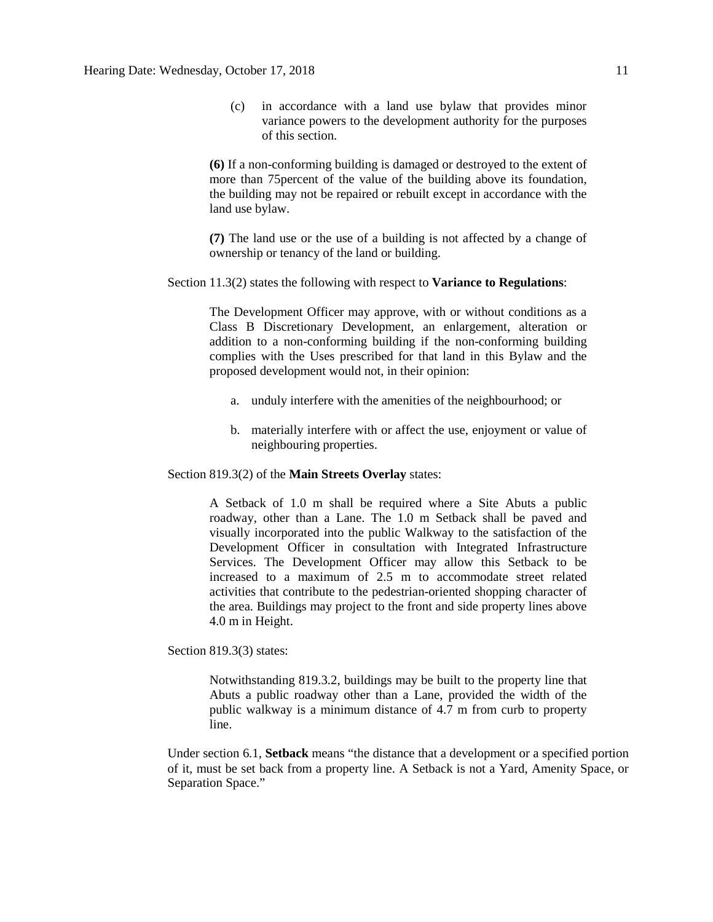(c) in accordance with a land use bylaw that provides minor variance powers to the development authority for the purposes of this section.

**(6)** If a non-conforming building is damaged or destroyed to the extent of more than 75percent of the value of the building above its foundation, the building may not be repaired or rebuilt except in accordance with the land use bylaw.

**(7)** The land use or the use of a building is not affected by a change of ownership or tenancy of the land or building.

Section 11.3(2) states the following with respect to **Variance to Regulations**:

> The Development Officer may approve, with or without conditions as a Class B Discretionary Development, an enlargement, alteration or addition to a non-conforming building if the non-conforming building complies with the Uses prescribed for that land in this Bylaw and the proposed development would not, in their opinion:
>
> a. unduly interfere with the amenities of the neighbourhood; or
>
> b. materially interfere with or affect the use, enjoyment or value of neighbouring properties.

Section 819.3(2) of the **Main Streets Overlay** states:

> A Setback of 1.0 m shall be required where a Site Abuts a public roadway, other than a Lane. The 1.0 m Setback shall be paved and visually incorporated into the public Walkway to the satisfaction of the Development Officer in consultation with Integrated Infrastructure Services. The Development Officer may allow this Setback to be increased to a maximum of 2.5 m to accommodate street related activities that contribute to the pedestrian-oriented shopping character of the area. Buildings may project to the front and side property lines above 4.0 m in Height.

Section 819.3(3) states:

> Notwithstanding 819.3.2, buildings may be built to the property line that Abuts a public roadway other than a Lane, provided the width of the public walkway is a minimum distance of 4.7 m from curb to property line.

Under section 6.1, **Setback** means "the distance that a development or a specified portion of it, must be set back from a property line. A Setback is not a Yard, Amenity Space, or Separation Space."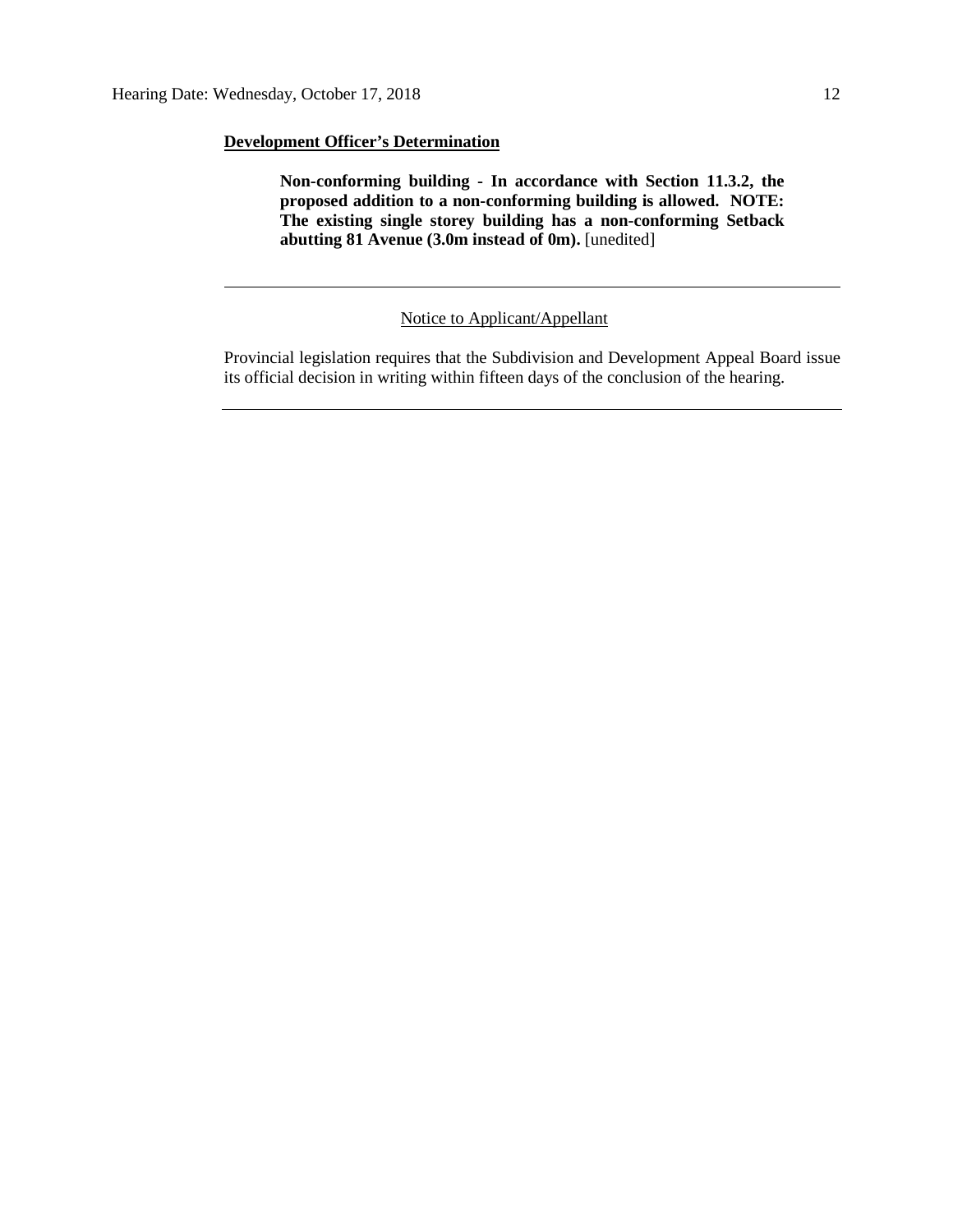**Development Officer's Determination**

> **Non-conforming building - In accordance with Section 11.3.2, the proposed addition to a non-conforming building is allowed. NOTE: The existing single storey building has a non-conforming Setback abutting 81 Avenue (3.0m instead of 0m).** [unedited]

---

Notice to Applicant/Appellant

Provincial legislation requires that the Subdivision and Development Appeal Board issue its official decision in writing within fifteen days of the conclusion of the hearing.

---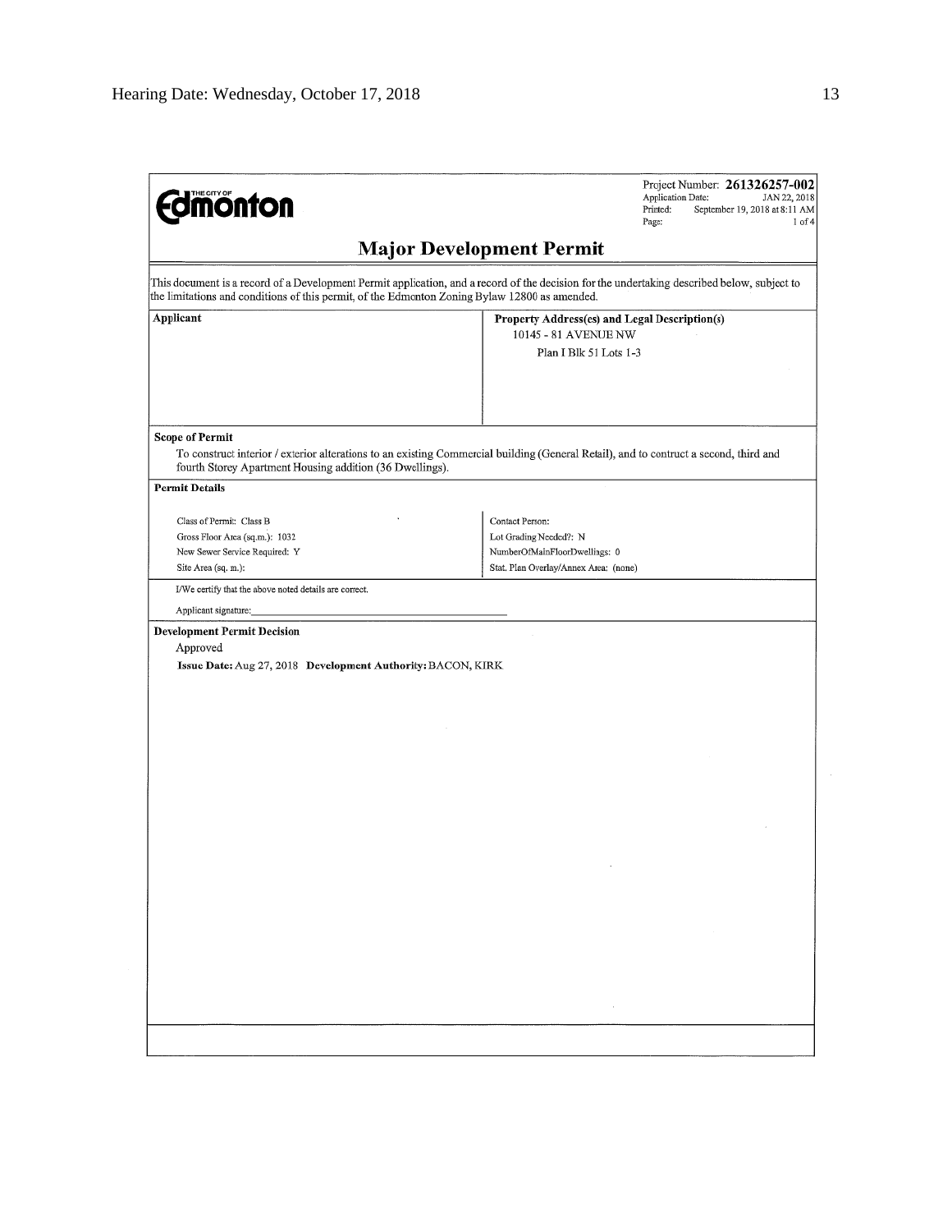Edmonton

Project Number: **261326257-002**
Application Date: JAN 22, 2018
Printed: September 19, 2018 at 8:11 AM
Page: 1 of 4

# Major Development Permit

This document is a record of a Development Permit application, and a record of the decision for the undertaking described below, subject to the limitations and conditions of this permit, of the Edmonton Zoning Bylaw 12800 as amended.

| **Applicant** | **Property Address(es) and Legal Description(s)** |
|---|---|
| | 10145 - 81 AVENUE NW<br>Plan I Blk 51 Lots 1-3 |

**Scope of Permit**

To construct interior / exterior alterations to an existing Commercial building (General Retail), and to contruct a second, third and fourth Storey Apartment Housing addition (36 Dwellings).

**Permit Details**

| | |
|---|---|
| Class of Permit: Class B | Contact Person: |
| Gross Floor Area (sq.m.): 1032 | Lot Grading Needed?: N |
| New Sewer Service Required: Y | NumberOfMainFloorDwellings: 0 |
| Site Area (sq. m.): | Stat. Plan Overlay/Annex Area: (none) |

I/We certify that the above noted details are correct.

Applicant signature:______________________________

**Development Permit Decision**

Approved

**Issue Date:** Aug 27, 2018 **Development Authority:** BACON, KIRK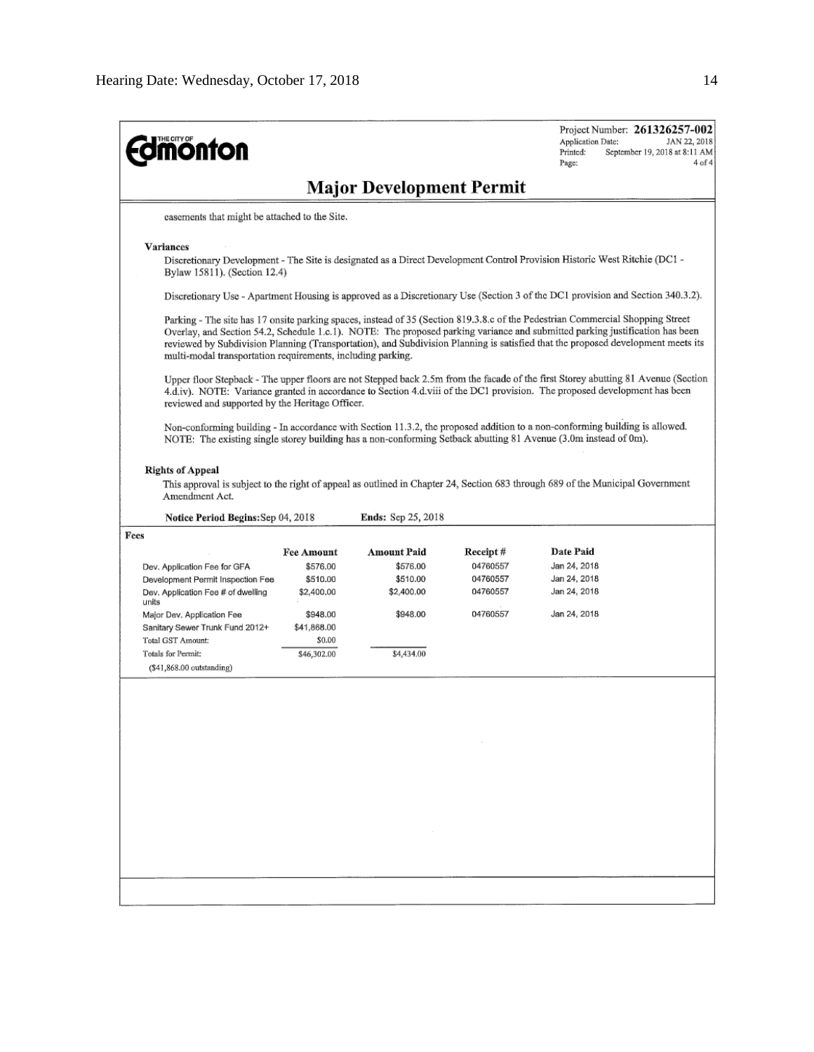Project Number: **261326257-002**
Application Date: JAN 22, 2018
Printed: September 19, 2018 at 8:11 AM
Page: 4 of 4

# Major Development Permit

easements that might be attached to the Site.

**Variances**

Discretionary Development - The Site is designated as a Direct Development Control Provision Historic West Ritchie (DC1 - Bylaw 15811). (Section 12.4)

Discretionary Use - Apartment Housing is approved as a Discretionary Use (Section 3 of the DC1 provision and Section 340.3.2).

Parking - The site has 17 onsite parking spaces, instead of 35 (Section 819.3.8.c of the Pedestrian Commercial Shopping Street Overlay, and Section 54.2, Schedule 1.c.1). NOTE: The proposed parking variance and submitted parking justification has been reviewed by Subdivision Planning (Transportation), and Subdivision Planning is satisfied that the proposed development meets its multi-modal transportation requirements, including parking.

Upper floor Stepback - The upper floors are not Stepped back 2.5m from the facade of the first Storey abutting 81 Avenue (Section 4.d.iv). NOTE: Variance granted in accordance to Section 4.d.viii of the DC1 provision. The proposed development has been reviewed and supported by the Heritage Officer.

Non-conforming building - In accordance with Section 11.3.2, the proposed addition to a non-conforming building is allowed. NOTE: The existing single storey building has a non-conforming Setback abutting 81 Avenue (3.0m instead of 0m).

**Rights of Appeal**

This approval is subject to the right of appeal as outlined in Chapter 24, Section 683 through 689 of the Municipal Government Amendment Act.

**Notice Period Begins:** Sep 04, 2018 **Ends:** Sep 25, 2018

**Fees**

| | Fee Amount | Amount Paid | Receipt # | Date Paid |
|---|---|---|---|---|
| Dev. Application Fee for GFA | $576.00 | $576.00 | 04760557 | Jan 24, 2018 |
| Development Permit Inspection Fee | $510.00 | $510.00 | 04760557 | Jan 24, 2018 |
| Dev. Application Fee # of dwelling units | $2,400.00 | $2,400.00 | 04760557 | Jan 24, 2018 |
| Major Dev. Application Fee | $948.00 | $948.00 | 04760557 | Jan 24, 2018 |
| Sanitary Sewer Trunk Fund 2012+ | $41,868.00 | | | |
| Total GST Amount: | $0.00 | | | |
| Totals for Permit: | $46,302.00 | $4,434.00 | | |
| ($41,868.00 outstanding) | | | | |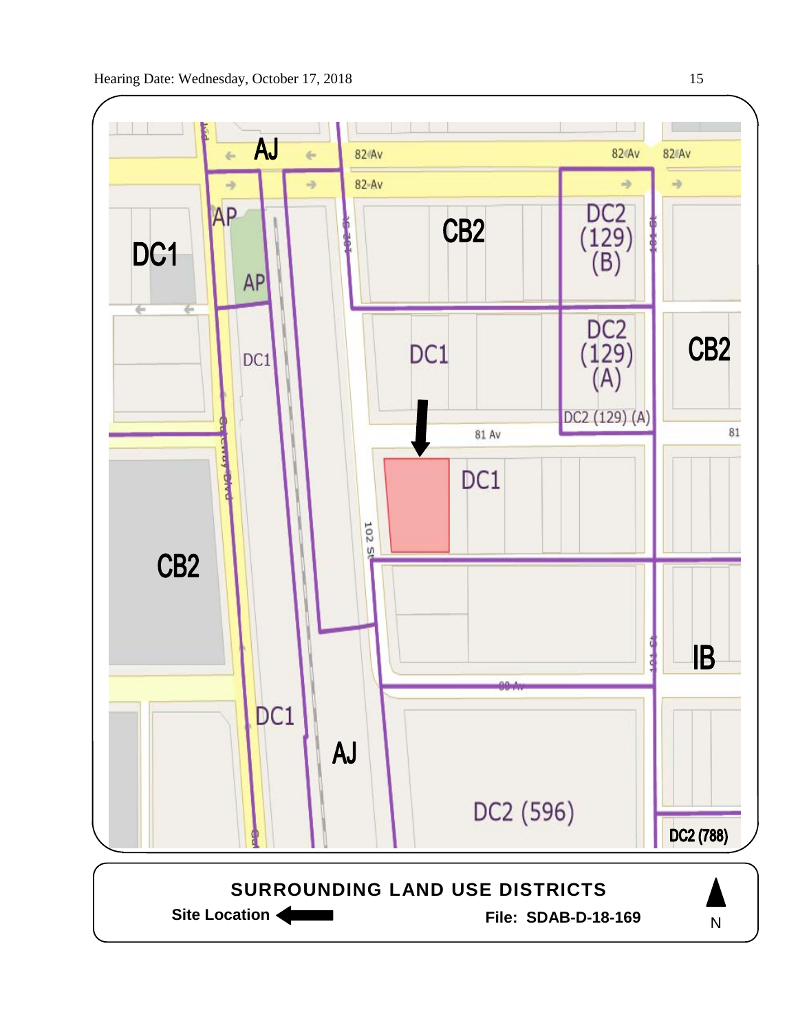AJ

82 Av

82 Av

82 Av

82 Av

82 Av

AP

AP

DC1

CB2

DC2 (129) (B)

DC1

DC1

DC2 (129) (A)

CB2

DC2 (129) (A)

81 Av

81

DC1

102 St

CB2

IB

DC1

AJ

DC2 (596)

DC2 (788)

**SURROUNDING LAND USE DISTRICTS**

**Site Location** ←

**File: SDAB-D-18-169**

N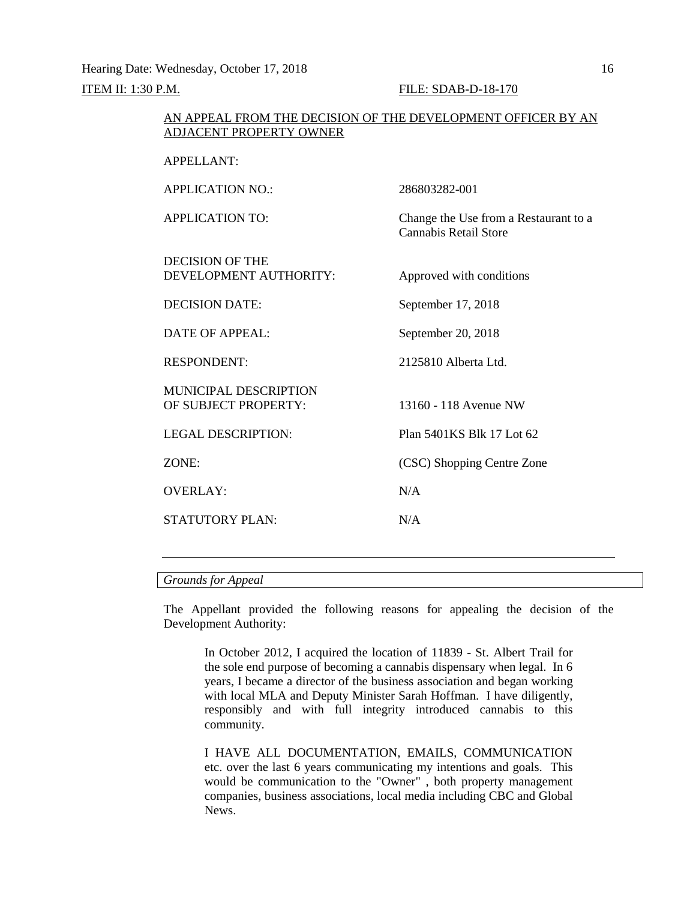Hearing Date: Wednesday, October 17, 2018

ITEM II: 1:30 P.M. FILE: SDAB-D-18-170

AN APPEAL FROM THE DECISION OF THE DEVELOPMENT OFFICER BY AN ADJACENT PROPERTY OWNER

| | |
|---|---|
| APPELLANT: | |
| APPLICATION NO.: | 286803282-001 |
| APPLICATION TO: | Change the Use from a Restaurant to a Cannabis Retail Store |
| DECISION OF THE DEVELOPMENT AUTHORITY: | Approved with conditions |
| DECISION DATE: | September 17, 2018 |
| DATE OF APPEAL: | September 20, 2018 |
| RESPONDENT: | 2125810 Alberta Ltd. |
| MUNICIPAL DESCRIPTION OF SUBJECT PROPERTY: | 13160 - 118 Avenue NW |
| LEGAL DESCRIPTION: | Plan 5401KS Blk 17 Lot 62 |
| ZONE: | (CSC) Shopping Centre Zone |
| OVERLAY: | N/A |
| STATUTORY PLAN: | N/A |

*Grounds for Appeal*

The Appellant provided the following reasons for appealing the decision of the Development Authority:

> In October 2012, I acquired the location of 11839 - St. Albert Trail for the sole end purpose of becoming a cannabis dispensary when legal. In 6 years, I became a director of the business association and began working with local MLA and Deputy Minister Sarah Hoffman. I have diligently, responsibly and with full integrity introduced cannabis to this community.
>
> I HAVE ALL DOCUMENTATION, EMAILS, COMMUNICATION etc. over the last 6 years communicating my intentions and goals. This would be communication to the "Owner" , both property management companies, business associations, local media including CBC and Global News.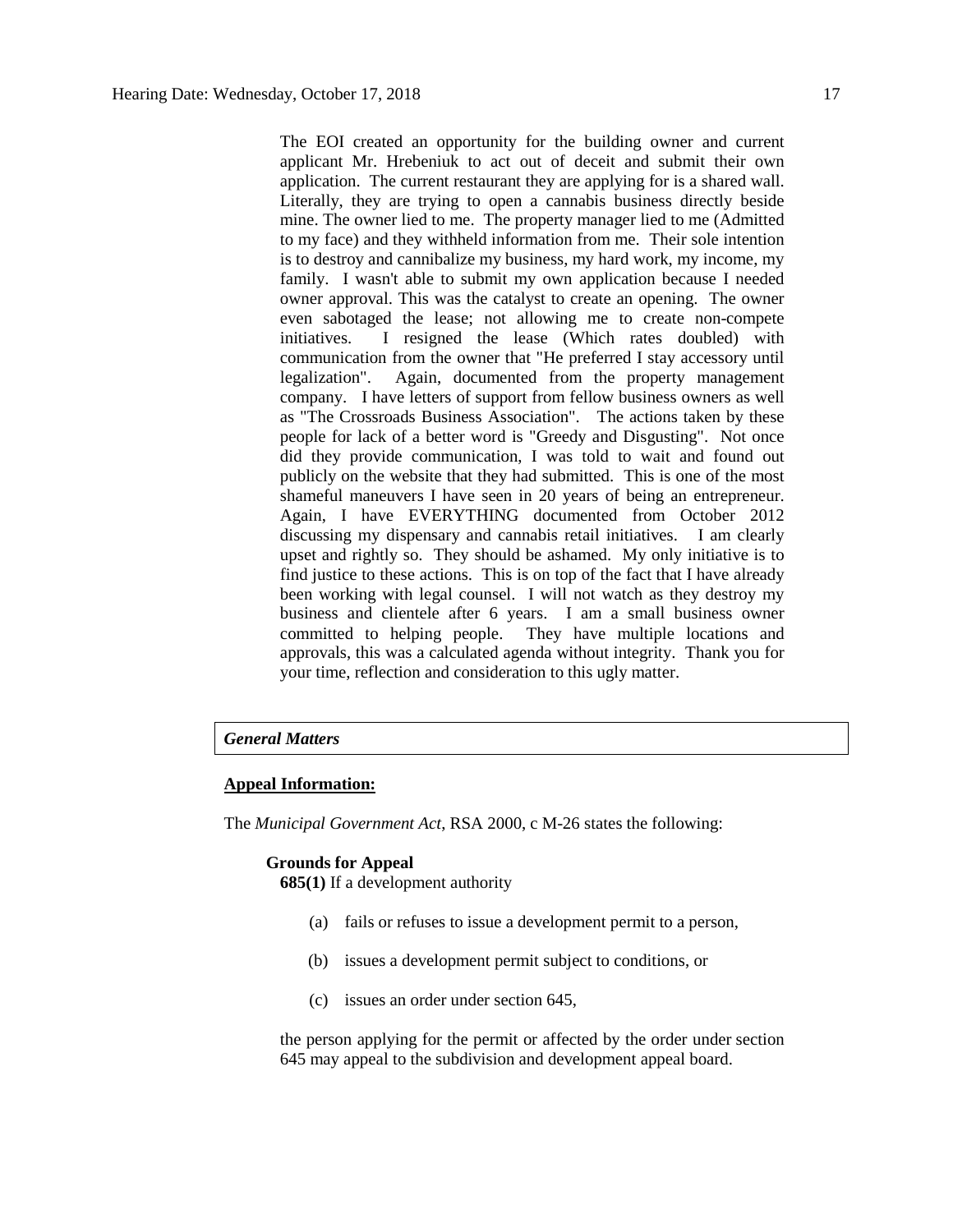The EOI created an opportunity for the building owner and current applicant Mr. Hrebeniuk to act out of deceit and submit their own application. The current restaurant they are applying for is a shared wall. Literally, they are trying to open a cannabis business directly beside mine. The owner lied to me. The property manager lied to me (Admitted to my face) and they withheld information from me. Their sole intention is to destroy and cannibalize my business, my hard work, my income, my family. I wasn't able to submit my own application because I needed owner approval. This was the catalyst to create an opening. The owner even sabotaged the lease; not allowing me to create non-compete initiatives. I resigned the lease (Which rates doubled) with communication from the owner that "He preferred I stay accessory until legalization". Again, documented from the property management company. I have letters of support from fellow business owners as well as "The Crossroads Business Association". The actions taken by these people for lack of a better word is "Greedy and Disgusting". Not once did they provide communication, I was told to wait and found out publicly on the website that they had submitted. This is one of the most shameful maneuvers I have seen in 20 years of being an entrepreneur. Again, I have EVERYTHING documented from October 2012 discussing my dispensary and cannabis retail initiatives. I am clearly upset and rightly so. They should be ashamed. My only initiative is to find justice to these actions. This is on top of the fact that I have already been working with legal counsel. I will not watch as they destroy my business and clientele after 6 years. I am a small business owner committed to helping people. They have multiple locations and approvals, this was a calculated agenda without integrity. Thank you for your time, reflection and consideration to this ugly matter.

## *General Matters*

**Appeal Information:**

The *Municipal Government Act*, RSA 2000, c M-26 states the following:

**Grounds for Appeal**

**685(1)** If a development authority

(a) fails or refuses to issue a development permit to a person,

(b) issues a development permit subject to conditions, or

(c) issues an order under section 645,

the person applying for the permit or affected by the order under section 645 may appeal to the subdivision and development appeal board.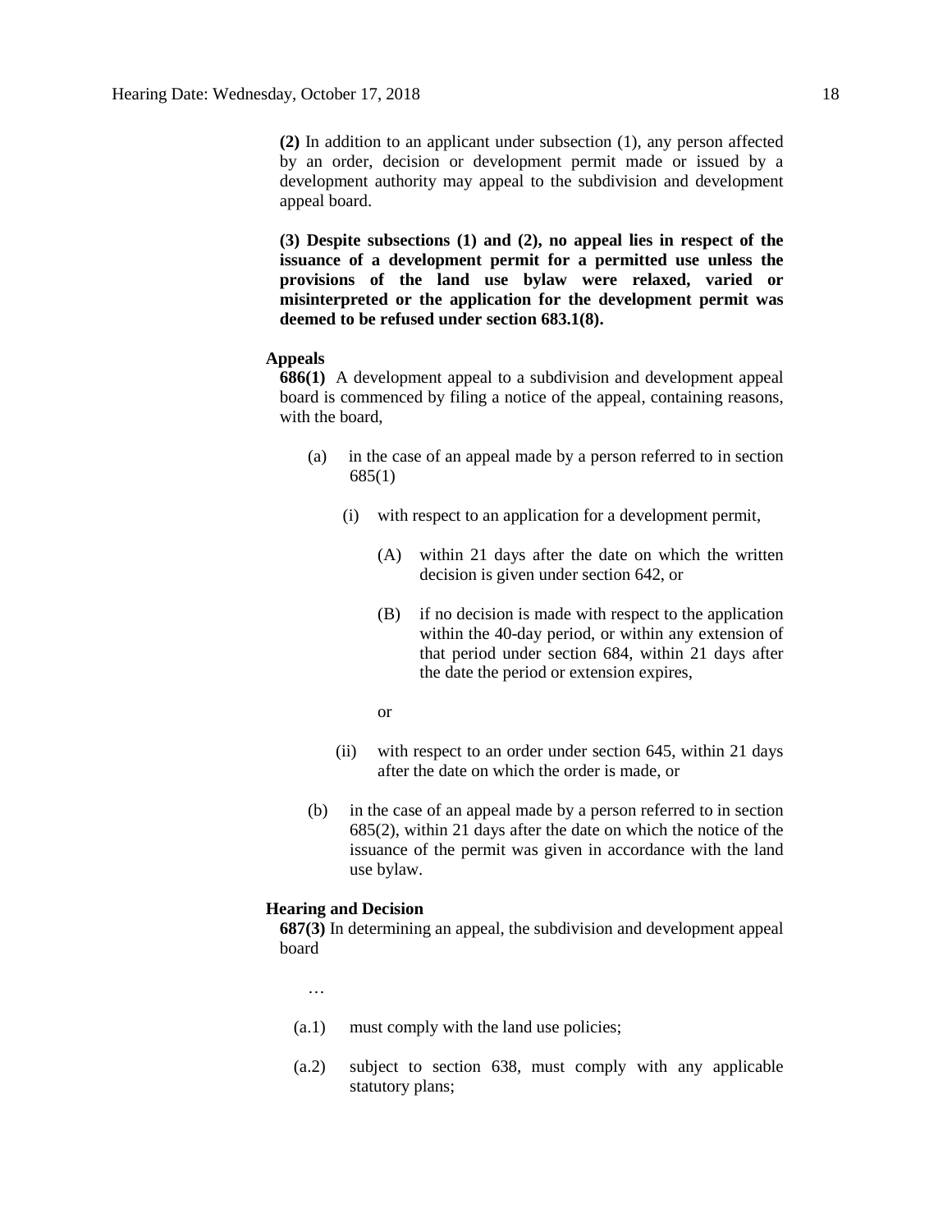**(2)** In addition to an applicant under subsection (1), any person affected by an order, decision or development permit made or issued by a development authority may appeal to the subdivision and development appeal board.

**(3) Despite subsections (1) and (2), no appeal lies in respect of the issuance of a development permit for a permitted use unless the provisions of the land use bylaw were relaxed, varied or misinterpreted or the application for the development permit was deemed to be refused under section 683.1(8).**

**Appeals**

**686(1)** A development appeal to a subdivision and development appeal board is commenced by filing a notice of the appeal, containing reasons, with the board,

(a) in the case of an appeal made by a person referred to in section 685(1)

(i) with respect to an application for a development permit,

(A) within 21 days after the date on which the written decision is given under section 642, or

(B) if no decision is made with respect to the application within the 40-day period, or within any extension of that period under section 684, within 21 days after the date the period or extension expires,

or

(ii) with respect to an order under section 645, within 21 days after the date on which the order is made, or

(b) in the case of an appeal made by a person referred to in section 685(2), within 21 days after the date on which the notice of the issuance of the permit was given in accordance with the land use bylaw.

**Hearing and Decision**

**687(3)** In determining an appeal, the subdivision and development appeal board

…

(a.1) must comply with the land use policies;

(a.2) subject to section 638, must comply with any applicable statutory plans;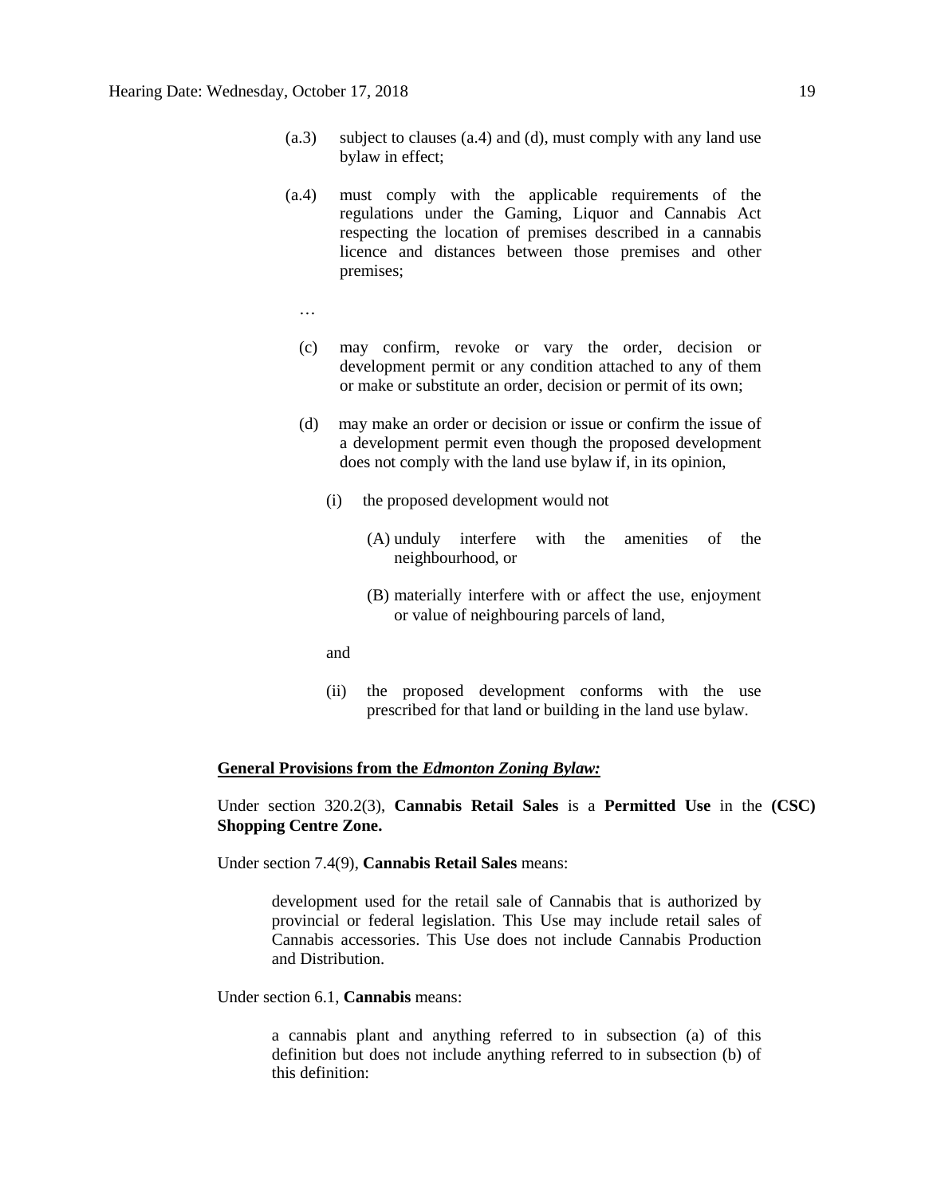(a.3) subject to clauses (a.4) and (d), must comply with any land use bylaw in effect;

(a.4) must comply with the applicable requirements of the regulations under the Gaming, Liquor and Cannabis Act respecting the location of premises described in a cannabis licence and distances between those premises and other premises;

…

(c) may confirm, revoke or vary the order, decision or development permit or any condition attached to any of them or make or substitute an order, decision or permit of its own;

(d) may make an order or decision or issue or confirm the issue of a development permit even though the proposed development does not comply with the land use bylaw if, in its opinion,

(i) the proposed development would not

(A) unduly interfere with the amenities of the neighbourhood, or

(B) materially interfere with or affect the use, enjoyment or value of neighbouring parcels of land,

and

(ii) the proposed development conforms with the use prescribed for that land or building in the land use bylaw.

**General Provisions from the *Edmonton Zoning Bylaw:***

Under section 320.2(3), **Cannabis Retail Sales** is a **Permitted Use** in the **(CSC) Shopping Centre Zone.**

Under section 7.4(9), **Cannabis Retail Sales** means:

> development used for the retail sale of Cannabis that is authorized by provincial or federal legislation. This Use may include retail sales of Cannabis accessories. This Use does not include Cannabis Production and Distribution.

Under section 6.1, **Cannabis** means:

> a cannabis plant and anything referred to in subsection (a) of this definition but does not include anything referred to in subsection (b) of this definition: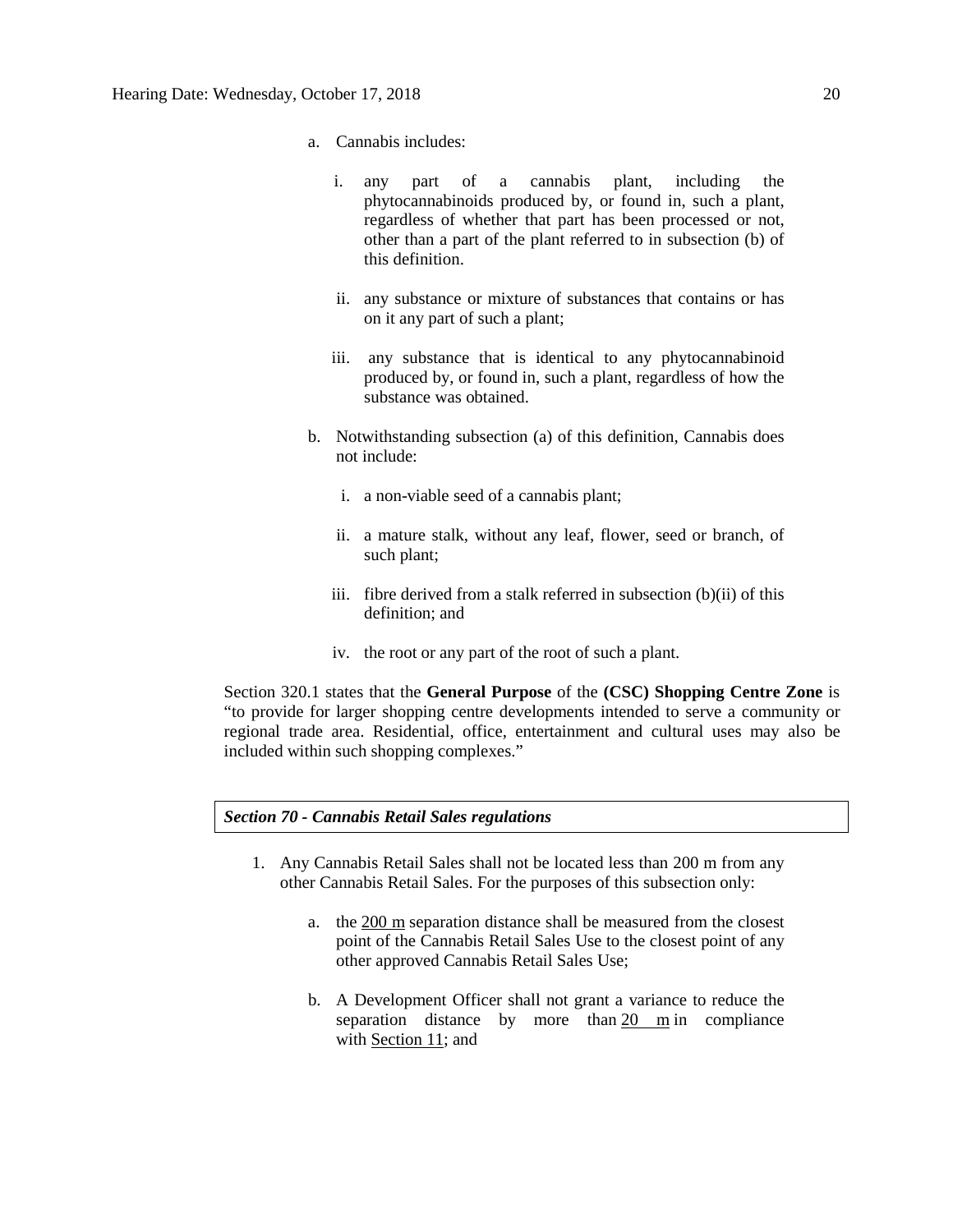a. Cannabis includes:

   i. any part of a cannabis plant, including the phytocannabinoids produced by, or found in, such a plant, regardless of whether that part has been processed or not, other than a part of the plant referred to in subsection (b) of this definition.

   ii. any substance or mixture of substances that contains or has on it any part of such a plant;

   iii. any substance that is identical to any phytocannabinoid produced by, or found in, such a plant, regardless of how the substance was obtained.

b. Notwithstanding subsection (a) of this definition, Cannabis does not include:

   i. a non-viable seed of a cannabis plant;

   ii. a mature stalk, without any leaf, flower, seed or branch, of such plant;

   iii. fibre derived from a stalk referred in subsection (b)(ii) of this definition; and

   iv. the root or any part of the root of such a plant.

Section 320.1 states that the **General Purpose** of the **(CSC) Shopping Centre Zone** is "to provide for larger shopping centre developments intended to serve a community or regional trade area. Residential, office, entertainment and cultural uses may also be included within such shopping complexes."

***Section 70 - Cannabis Retail Sales regulations***

1. Any Cannabis Retail Sales shall not be located less than 200 m from any other Cannabis Retail Sales. For the purposes of this subsection only:

   a. the 200 m separation distance shall be measured from the closest point of the Cannabis Retail Sales Use to the closest point of any other approved Cannabis Retail Sales Use;

   b. A Development Officer shall not grant a variance to reduce the separation distance by more than 20 m in compliance with Section 11; and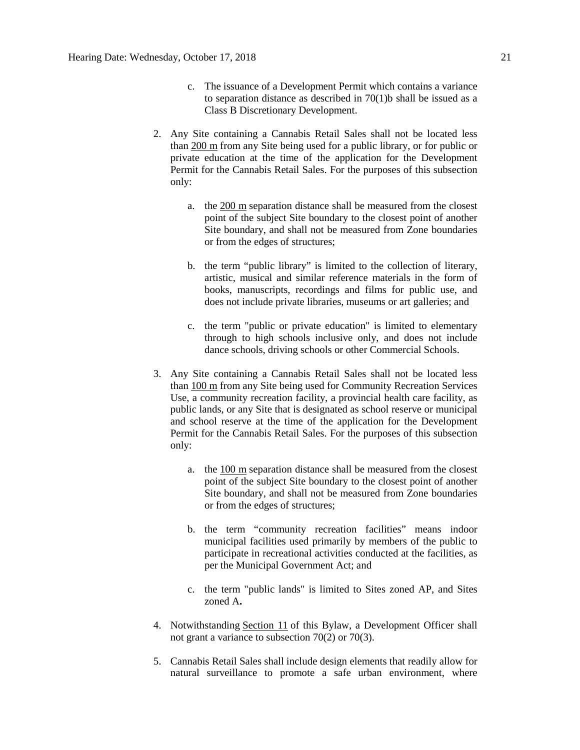c. The issuance of a Development Permit which contains a variance to separation distance as described in 70(1)b shall be issued as a Class B Discretionary Development.

2. Any Site containing a Cannabis Retail Sales shall not be located less than 200 m from any Site being used for a public library, or for public or private education at the time of the application for the Development Permit for the Cannabis Retail Sales. For the purposes of this subsection only:

    a. the 200 m separation distance shall be measured from the closest point of the subject Site boundary to the closest point of another Site boundary, and shall not be measured from Zone boundaries or from the edges of structures;

    b. the term "public library" is limited to the collection of literary, artistic, musical and similar reference materials in the form of books, manuscripts, recordings and films for public use, and does not include private libraries, museums or art galleries; and

    c. the term "public or private education" is limited to elementary through to high schools inclusive only, and does not include dance schools, driving schools or other Commercial Schools.

3. Any Site containing a Cannabis Retail Sales shall not be located less than 100 m from any Site being used for Community Recreation Services Use, a community recreation facility, a provincial health care facility, as public lands, or any Site that is designated as school reserve or municipal and school reserve at the time of the application for the Development Permit for the Cannabis Retail Sales. For the purposes of this subsection only:

    a. the 100 m separation distance shall be measured from the closest point of the subject Site boundary to the closest point of another Site boundary, and shall not be measured from Zone boundaries or from the edges of structures;

    b. the term "community recreation facilities" means indoor municipal facilities used primarily by members of the public to participate in recreational activities conducted at the facilities, as per the Municipal Government Act; and

    c. the term "public lands" is limited to Sites zoned AP, and Sites zoned A**.**

4. Notwithstanding Section 11 of this Bylaw, a Development Officer shall not grant a variance to subsection 70(2) or 70(3).

5. Cannabis Retail Sales shall include design elements that readily allow for natural surveillance to promote a safe urban environment, where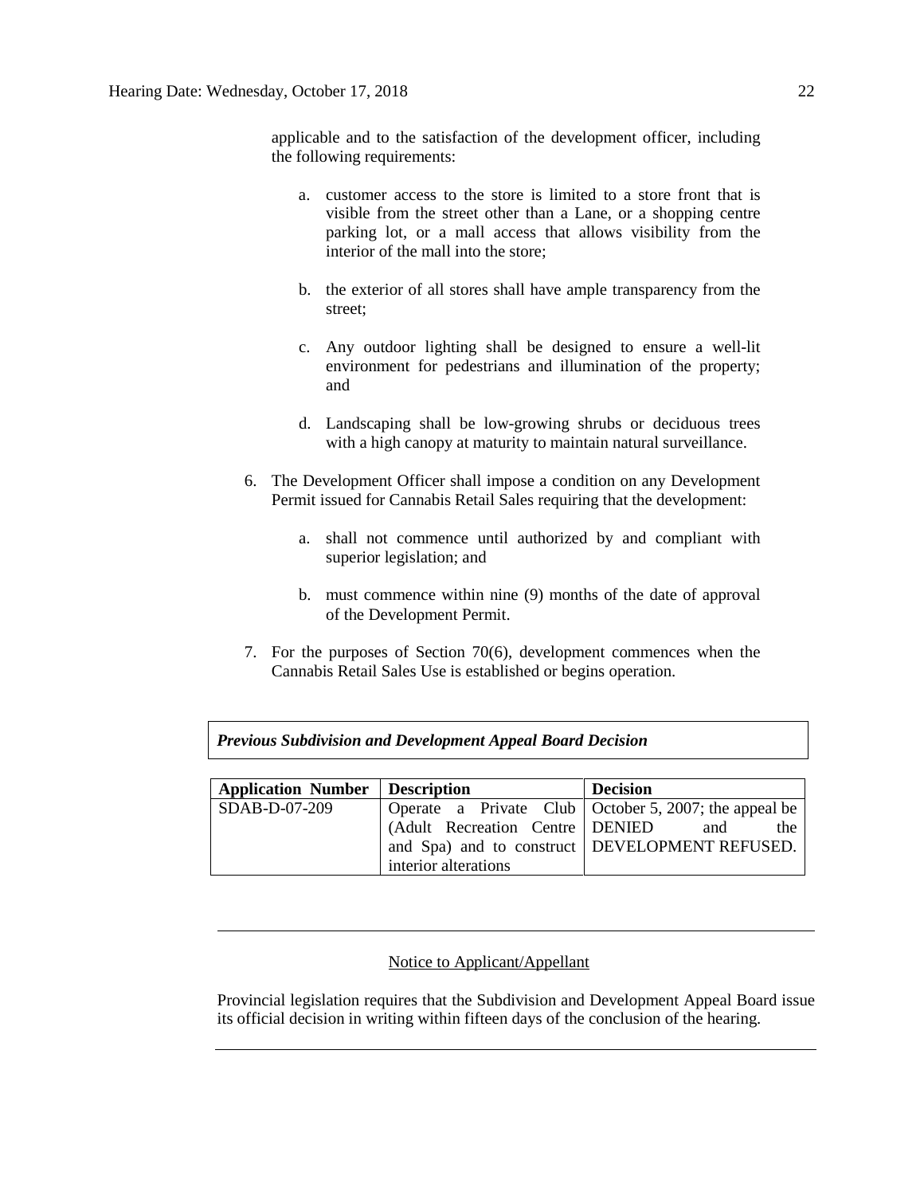applicable and to the satisfaction of the development officer, including the following requirements:

a. customer access to the store is limited to a store front that is visible from the street other than a Lane, or a shopping centre parking lot, or a mall access that allows visibility from the interior of the mall into the store;

b. the exterior of all stores shall have ample transparency from the street;

c. Any outdoor lighting shall be designed to ensure a well-lit environment for pedestrians and illumination of the property; and

d. Landscaping shall be low-growing shrubs or deciduous trees with a high canopy at maturity to maintain natural surveillance.

6. The Development Officer shall impose a condition on any Development Permit issued for Cannabis Retail Sales requiring that the development:

   a. shall not commence until authorized by and compliant with superior legislation; and

   b. must commence within nine (9) months of the date of approval of the Development Permit.

7. For the purposes of Section 70(6), development commences when the Cannabis Retail Sales Use is established or begins operation.

***Previous Subdivision and Development Appeal Board Decision***

| **Application Number** | **Description** | **Decision** |
| --- | --- | --- |
| SDAB-D-07-209 | Operate a Private Club (Adult Recreation Centre and Spa) and to construct interior alterations | October 5, 2007; the appeal be DENIED and the DEVELOPMENT REFUSED. |

---

Notice to Applicant/Appellant

Provincial legislation requires that the Subdivision and Development Appeal Board issue its official decision in writing within fifteen days of the conclusion of the hearing.

---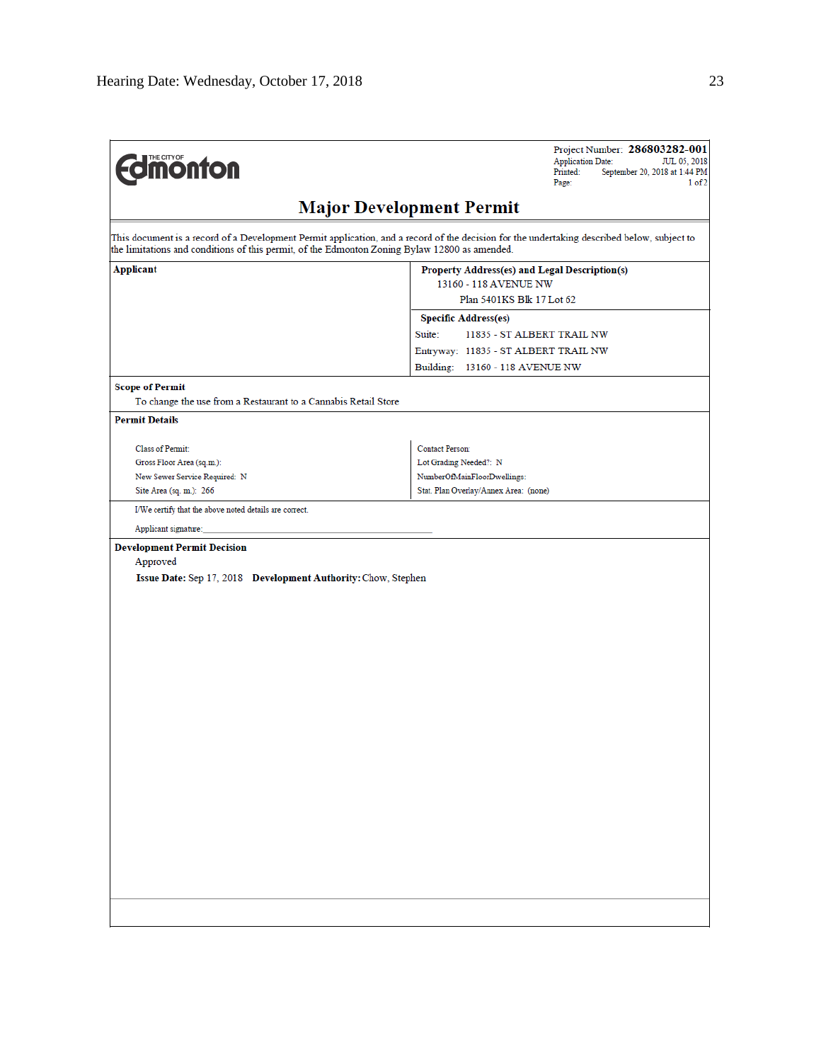The City of Edmonton

Project Number: **286803282-001**
Application Date: JUL 05, 2018
Printed: September 20, 2018 at 1:44 PM
Page: 1 of 2

# Major Development Permit

This document is a record of a Development Permit application, and a record of the decision for the undertaking described below, subject to the limitations and conditions of this permit, of the Edmonton Zoning Bylaw 12800 as amended.

| **Applicant** | **Property Address(es) and Legal Description(s)** |
|---|---|
| | 13160 - 118 AVENUE NW |
| | Plan 5401KS Blk 17 Lot 62 |
| | **Specific Address(es)** |
| | Suite: 11835 - ST ALBERT TRAIL NW |
| | Entryway: 11835 - ST ALBERT TRAIL NW |
| | Building: 13160 - 118 AVENUE NW |

**Scope of Permit**

To change the use from a Restaurant to a Cannabis Retail Store

**Permit Details**

| | |
|---|---|
| Class of Permit: | Contact Person: |
| Gross Floor Area (sq.m.): | Lot Grading Needed?: N |
| New Sewer Service Required: N | NumberOfMainFloorDwellings: |
| Site Area (sq. m.): 266 | Stat. Plan Overlay/Annex Area: (none) |

I/We certify that the above noted details are correct.

Applicant signature:_______________________________________________

**Development Permit Decision**

Approved

**Issue Date:** Sep 17, 2018 **Development Authority:** Chow, Stephen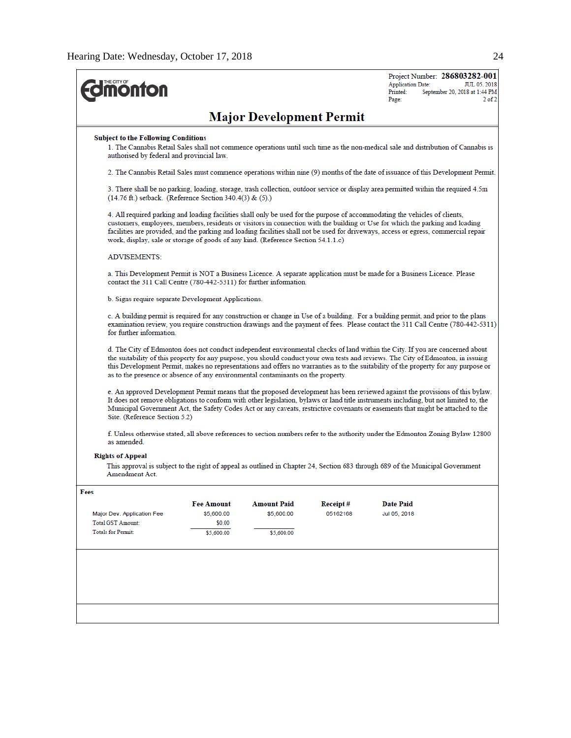**The City of Edmonton**

Project Number: **286803282-001**
Application Date: JUL 05, 2018
Printed: September 20, 2018 at 1:44 PM

# Major Development Permit

**Subject to the Following Conditions**

1. The Cannabis Retail Sales shall not commence operations until such time as the non-medical sale and distribution of Cannabis is authorised by federal and provincial law.

2. The Cannabis Retail Sales must commence operations within nine (9) months of the date of issuance of this Development Permit.

3. There shall be no parking, loading, storage, trash collection, outdoor service or display area permitted within the required 4.5m (14.76 ft.) setback. (Reference Section 340.4(3) & (5).)

4. All required parking and loading facilities shall only be used for the purpose of accommodating the vehicles of clients, customers, employees, members, residents or visitors in connection with the building or Use for which the parking and loading facilities are provided, and the parking and loading facilities shall not be used for driveways, access or egress, commercial repair work, display, sale or storage of goods of any kind. (Reference Section 54.1.1.c)

ADVISEMENTS:

a. This Development Permit is NOT a Business Licence. A separate application must be made for a Business Licence. Please contact the 311 Call Centre (780-442-5311) for further information.

b. Signs require separate Development Applications.

c. A building permit is required for any construction or change in Use of a building. For a building permit, and prior to the plans examination review, you require construction drawings and the payment of fees. Please contact the 311 Call Centre (780-442-5311) for further information.

d. The City of Edmonton does not conduct independent environmental checks of land within the City. If you are concerned about the suitability of this property for any purpose, you should conduct your own tests and reviews. The City of Edmonton, in issuing this Development Permit, makes no representations and offers no warranties as to the suitability of the property for any purpose or as to the presence or absence of any environmental contaminants on the property.

e. An approved Development Permit means that the proposed development has been reviewed against the provisions of this bylaw. It does not remove obligations to conform with other legislation, bylaws or land title instruments including, but not limited to, the Municipal Government Act, the Safety Codes Act or any caveats, restrictive covenants or easements that might be attached to the Site. (Reference Section 5.2)

f. Unless otherwise stated, all above references to section numbers refer to the authority under the Edmonton Zoning Bylaw 12800 as amended.

**Rights of Appeal**

This approval is subject to the right of appeal as outlined in Chapter 24, Section 683 through 689 of the Municipal Government Amendment Act.

**Fees**

| | Fee Amount | Amount Paid | Receipt # | Date Paid |
|---|---|---|---|---|
| Major Dev. Application Fee | $5,600.00 | $5,600.00 | 05162168 | Jul 05, 2018 |
| Total GST Amount: | $0.00 | | | |
| Totals for Permit: | $5,600.00 | $5,600.00 | | |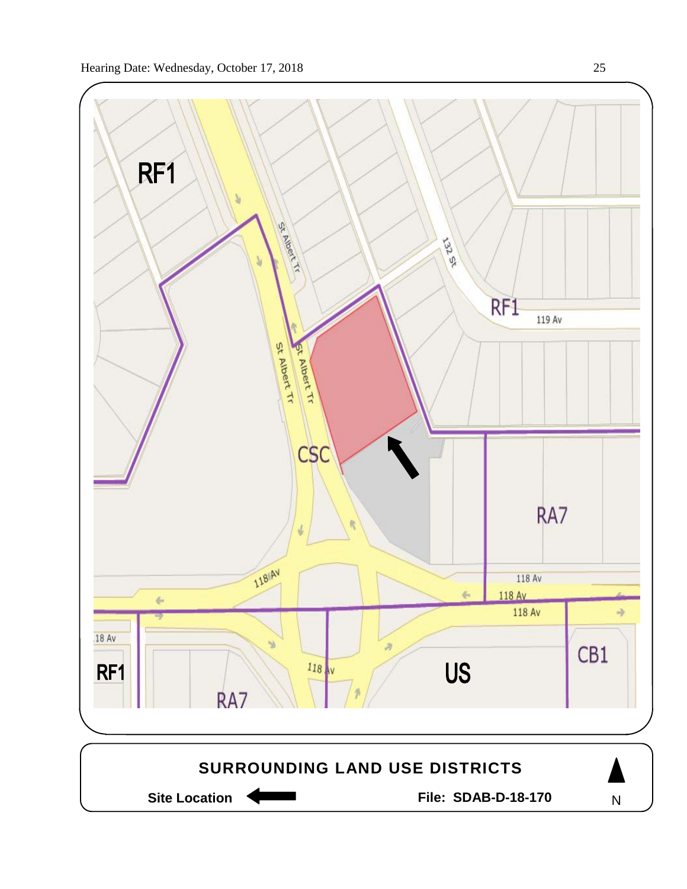RF1

St Albert Tr

132 St

RF1

119 Av

St Albert Tr

St Albert Tr

CSC

RA7

118 Av

118 Av

118 Av

118 Av

18 Av

118 Av

RF1

RA7

US

CB1

**SURROUNDING LAND USE DISTRICTS**

**Site Location** ←

**File: SDAB-D-18-170**

N